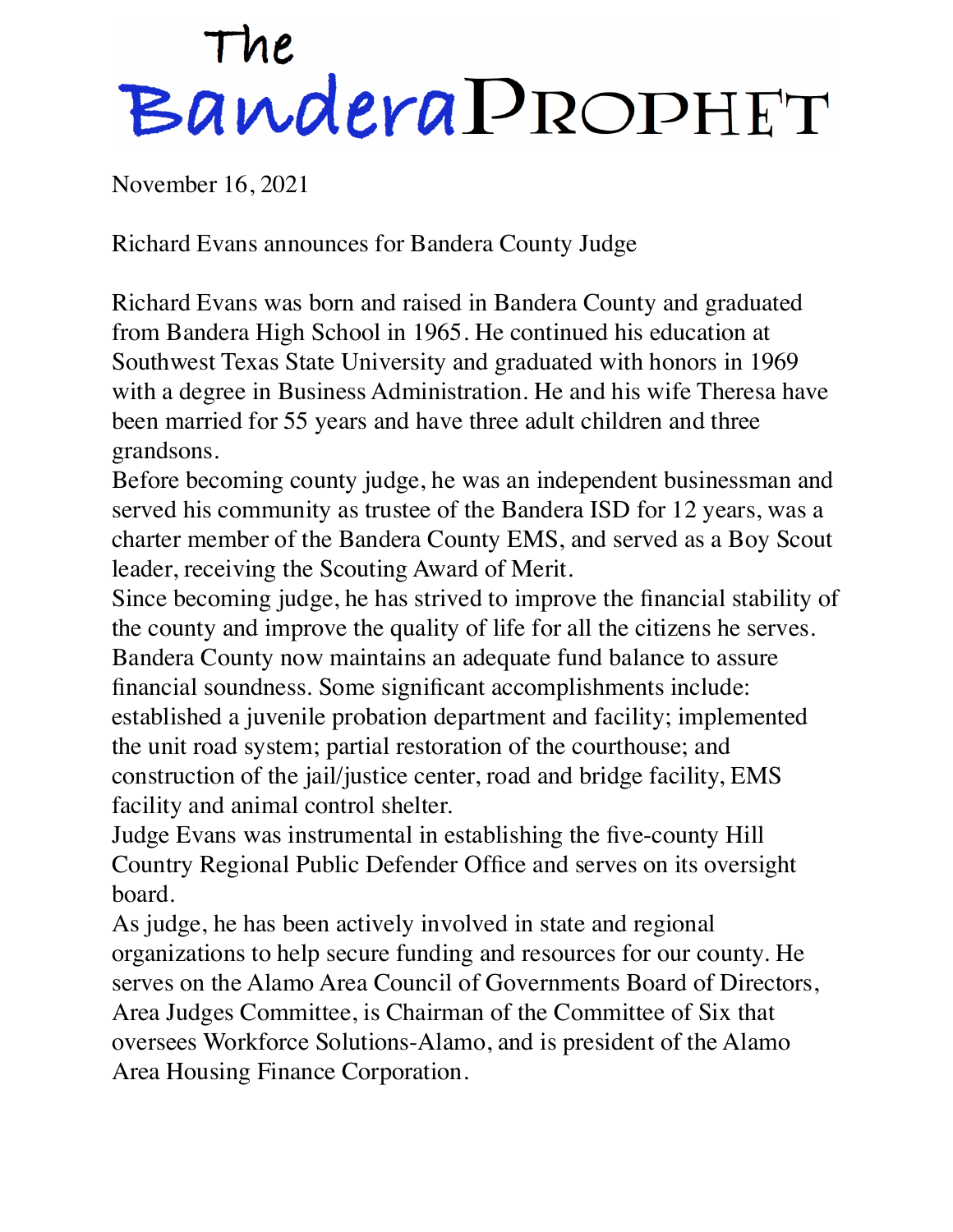# The Bandera Prophet

November 16, 2021

Richard Evans announces for Bandera County Judge

Richard Evans was born and raised in Bandera County and graduated from Bandera High School in 1965. He continued his education at Southwest Texas State University and graduated with honors in 1969 with a degree in Business Administration. He and his wife Theresa have been married for 55 years and have three adult children and three grandsons.

Before becoming county judge, he was an independent businessman and served his community as trustee of the Bandera ISD for 12 years, was a charter member of the Bandera County EMS, and served as a Boy Scout leader, receiving the Scouting Award of Merit.

Since becoming judge, he has strived to improve the financial stability of the county and improve the quality of life for all the citizens he serves. Bandera County now maintains an adequate fund balance to assure financial soundness. Some significant accomplishments include: established a juvenile probation department and facility; implemented the unit road system; partial restoration of the courthouse; and construction of the jail/justice center, road and bridge facility, EMS facility and animal control shelter.

Judge Evans was instrumental in establishing the five-county Hill Country Regional Public Defender Office and serves on its oversight board.

As judge, he has been actively involved in state and regional organizations to help secure funding and resources for our county. He serves on the Alamo Area Council of Governments Board of Directors, Area Judges Committee, is Chairman of the Committee of Six that oversees Workforce Solutions-Alamo, and is president of the Alamo Area Housing Finance Corporation.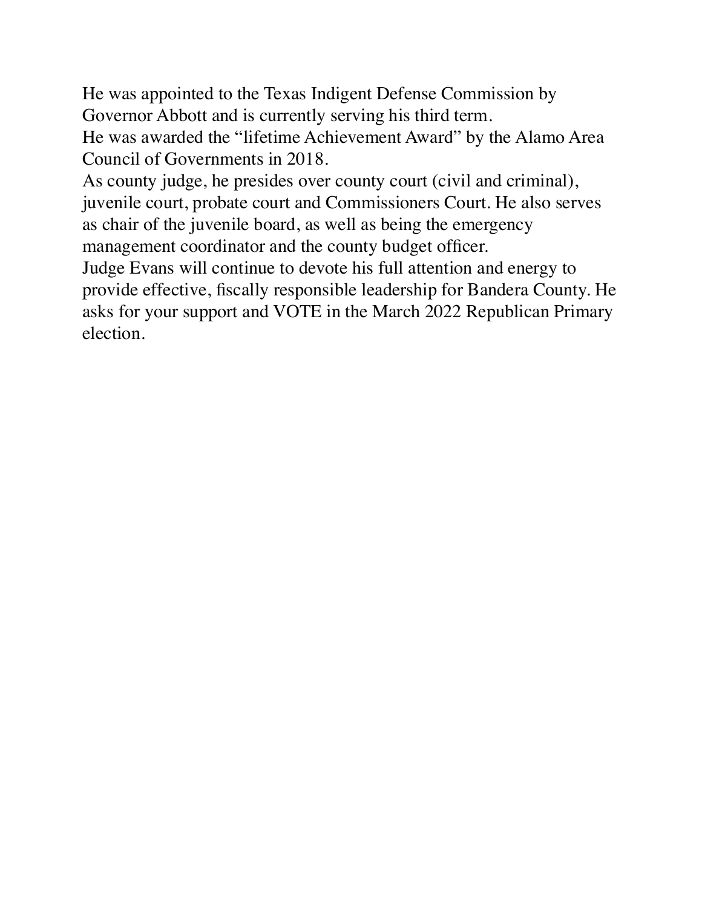He was appointed to the Texas Indigent Defense Commission by Governor Abbott and is currently serving his third term.

He was awarded the "lifetime Achievement Award" by the Alamo Area Council of Governments in 2018.

As county judge, he presides over county court (civil and criminal), juvenile court, probate court and Commissioners Court. He also serves as chair of the juvenile board, as well as being the emergency management coordinator and the county budget officer.

Judge Evans will continue to devote his full attention and energy to provide effective, fiscally responsible leadership for Bandera County. He asks for your support and VOTE in the March 2022 Republican Primary election.